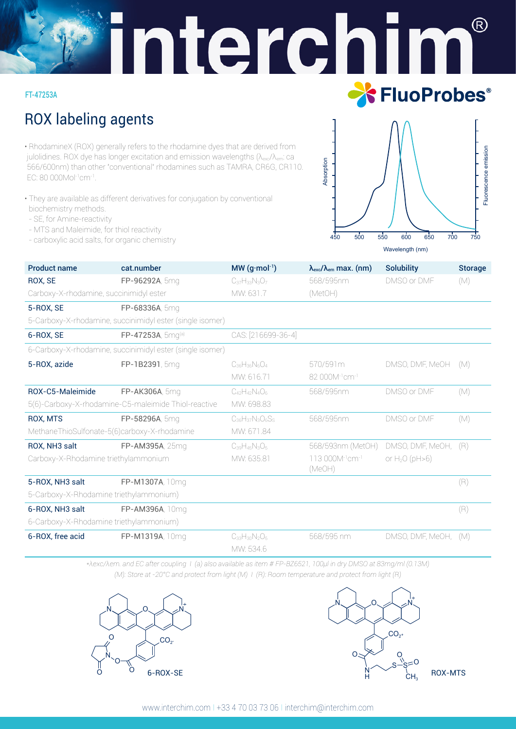FT-47253A

# ROX labeling agents

- RhodamineX (ROX) generally refers to the rhodamine dyes that are derived from julolidines. ROX dye has longer excitation and emission wavelengths ($\lambda_{exc}/\lambda_{em}$: ca 566/600nm) than other "conventional" rhodamines such as TAMRA, CR6G, CR110. EC: 80 000$Mol^{-1}cm^{-1}$.
- They are available as different derivatives for conjugation by conventional biochemistry methods.
  - SE, for Amine-reactivity
  - MTS and Maleimide, for thiol reactivity
  - carboxylic acid salts, for organic chemistry

| Product name | cat.number | MW ($g \cdot mol^{-1}$) | $\lambda_{exc}/\lambda_{em}$ max. (nm) | Solubility | Storage |
|---|---|---|---|---|---|
| **ROX, SE** | **FP-96292A**, 5mg | $C_{37}H_{33}N_3O_7$ | 568/595nm | DMSO or DMF | (M) |
| Carboxy-X-rhodamine, succinimidyl ester | | MW: 631.7 | (MetOH) | | |
| **5-ROX, SE** | **FP-68336A**, 5mg | | | | |
| 5-Carboxy-X-rhodamine, succinimidyl ester (single isomer) | | | | | |
| **6-ROX, SE** | **FP-47253A**, 5mg[a] | CAS: [216699-36-4] | | | |
| 6-Carboxy-X-rhodamine, succinimidyl ester (single isomer) | | | | | |
| **5-ROX, azide** | **FP-1B2391**, 5mg | $C_{36}H_{36}N_6O_4$ | 570/591m | DMSO, DMF, MeOH | (M) |
| | | MW: 616.71 | 82 000$M^{-1}cm^{-1}$ | | |
| **ROX-C5-Maleimide** | **FP-AK306A**, 5mg | $C_{42}H_{42}N_4O_6$ | 568/595nm | DMSO or DMF | (M) |
| 5(6)-Carboxy-X-rhodamine-C5-maleimide Thiol-reactive | | MW: 698.83 | | | |
| **ROX, MTS** | **FP-58296A**, 5mg | $C_{36}H_{37}N_3O_5S_2$ | 568/595nm | DMSO or DMF | (M) |
| MethaneThioSulfonate-5(6)carboxy-X-rhodamine | | MW: 671.84 | | | |
| **ROX, NH3 salt** | **FP-AM395A**, 25mg | $C_{39}H_{45}N_3O_5$ | 568/593nm (MetOH) | DMSO, DMF, MeOH, | (R) |
| Carboxy-X-Rhodamine triethylammonium | | MW: 635.81 | 113 000$M^{-1}cm^{-1}$ (MeOH) | or $H_2O$ (pH>6) | |
| **5-ROX, NH3 salt** | **FP-M1307A**, 10mg | | | | (R) |
| 5-Carboxy-X-Rhodamine triethylammonium) | | | | | |
| **6-ROX, NH3 salt** | **FP-AM396A**, 10mg | | | | (R) |
| 6-Carboxy-X-Rhodamine triethylammonium) | | | | | |
| **6-ROX, free acid** | **FP-M1319A**, 10mg | $C_{33}H_{30}N_2O_5$ | 568/595 nm | DMSO, DMF, MeOH, | (M) |
| | | MW: 534.6 | | | |

*\*λexc/λem. and EC after coupling I (a) also available as item # FP-BZ6521, 100µl in dry DMSO at 83mg/ml (0.13M)*
*(M): Store at -20°C and protect from light (M) I (R): Room temperature and protect from light (R)*

6-ROX-SE

ROX-MTS

www.interchim.com I +33 4 70 03 73 06 I interchim@interchim.com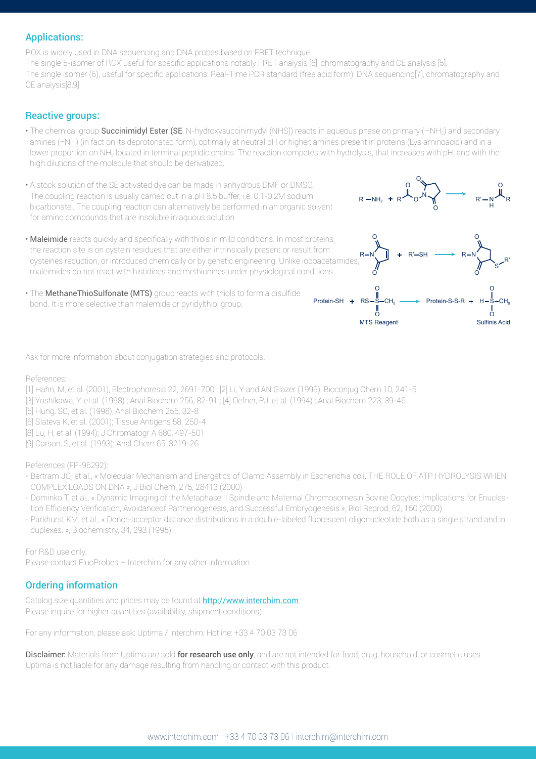## Applications:

ROX is widely used in DNA sequencing and DNA probes based on FRET technique.
The single 5-isomer of ROX useful for specific applications notably FRET analysis [6], chromatography and CE analysis [5].
The single isomer (6), useful for specific applications: Real-Time PCR standard (free acid form), DNA sequencing[7], chromatography and CE analysis[8,9].

## Reactive groups:

- The chemical group **Succinimidyl Ester (SE**, N-hydroxysuccinimydyl (NHS)) reacts in aqueous phase on primary ($-NH_2$) and secondary amines (=NH) (in fact on its deprotonated form), optimally at neutral pH or higher: amines present in proteins (Lys aminoacid) and in a lower proportion on $NH_2$ located in terminal peptidic chains. The reaction competes with hydrolysis, that increases with pH, and with the high dilutions of the molecule that should be derivatized.
- A stock solution of the SE activated dye can be made in anhydrous DMF or DMSO. The coupling reaction is usually carried out in a pH 8.5 buffer, i.e. 0.1-0.2M sodium bicarbonate,. The coupling reaction can alternatively be performed in an organic solvent for amino compounds that are insoluble in aquous solution.
- **Maleimide** reacts quickly and specifically with thiols in mild conditions. In most proteins, the reaction site is on cystein residues that are either intrinsically present or result from cysteines reduction, or introduced chemically or by genetic engineering. Unlike iodoacetamides, maleimides do not react with histidines and methionines under physiological conditions.
- The **MethaneThioSulfonate (MTS)** group reacts with thiols to form a disulfide bond. It is more selective than malemide or pyridylthiol group.

Protein-SH + MTS Reagent → Protein-S-S-R + Sulfinis Acid

Ask for more information about conjugation strategies and protocols.

References:
[1] Hahn, M, et al. (2001), Electrophoresis 22, 2691-700 ; [2] Li, Y and AN Glazer (1999), Bioconjug Chem 10, 241-5
[3] Yoshikawa, Y, et al. (1998) ; Anal Biochem 256, 82-91 ; [4] Oefner, PJ, et al. (1994) ; Anal Biochem 223, 39-46
[5] Hung, SC, et al. (1998); Anal Biochem 255, 32-8
[6] Slateva K, et al. (2001); Tissue Antigens 58, 250-4
[8] Lu, H, et al. (1994); J Chromatogr A 680, 497-501
[9] Carson, S, et al. (1993); Anal Chem 65, 3219-26

References (FP-96292):
- Bertram JG, et al., « Molecular Mechanism and Energetics of Clamp Assembly in Escherichia coli. THE ROLE OF ATP HYDROLYSIS WHEN COMPLEX LOADS ON DNA », J Biol Chem, 275, 28413 (2000)
- Dominko T, et al., « Dynamic Imaging of the Metaphase II Spindle and Maternal Chromosomesin Bovine Oocytes: Implications for Enucleation Efficiency Verification, Avoidanceof Parthenogenesis, and Successful Embryogenesis », Biol Reprod, 62, 150 (2000)
- Parkhurst KM, et al., « Donor-acceptor distance distributions in a double-labeled fluorescent oligonucleotide both as a single strand and in duplexes. », Biochemistry, 34, 293 (1995)

For R&D use only.
Please contact FluoProbes – Interchim for any other information.

## Ordering information

Catalog size quantities and prices may be found at http://www.interchim.com.
Please inquire for higher quantities (availability, shipment conditions).

For any information, please ask: Uptima / Interchim; Hotline: +33 4 70 03 73 06

**Disclaimer:** Materials from Uptima are sold **for research use only**, and are not intended for food, drug, household, or cosmetic uses. Uptima is not liable for any damage resulting from handling or contact with this product.